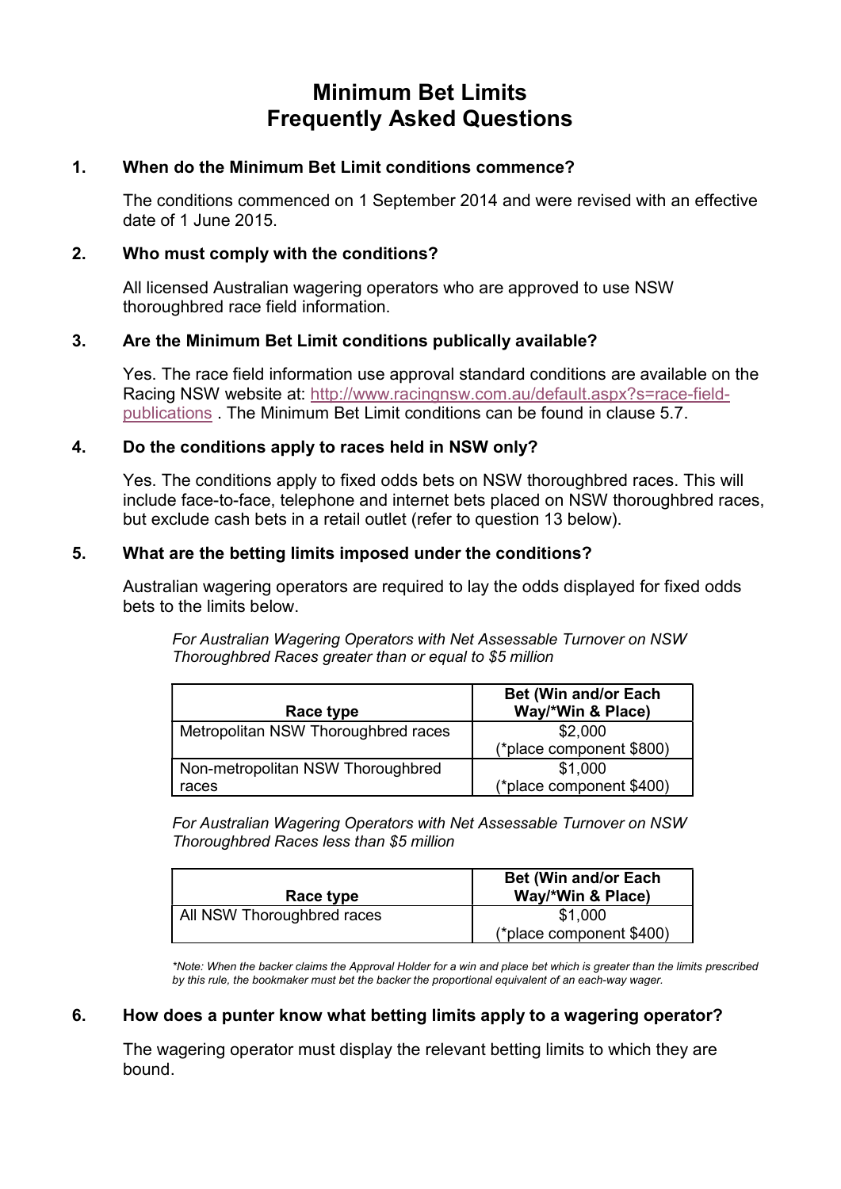# Minimum Bet Limits
# Frequently Asked Questions

**1. When do the Minimum Bet Limit conditions commence?**

The conditions commenced on 1 September 2014 and were revised with an effective date of 1 June 2015.

**2. Who must comply with the conditions?**

All licensed Australian wagering operators who are approved to use NSW thoroughbred race field information.

**3. Are the Minimum Bet Limit conditions publically available?**

Yes. The race field information use approval standard conditions are available on the Racing NSW website at: [http://www.racingnsw.com.au/default.aspx?s=race-field-publications](http://www.racingnsw.com.au/default.aspx?s=race-field-publications) . The Minimum Bet Limit conditions can be found in clause 5.7.

**4. Do the conditions apply to races held in NSW only?**

Yes. The conditions apply to fixed odds bets on NSW thoroughbred races. This will include face-to-face, telephone and internet bets placed on NSW thoroughbred races, but exclude cash bets in a retail outlet (refer to question 13 below).

**5. What are the betting limits imposed under the conditions?**

Australian wagering operators are required to lay the odds displayed for fixed odds bets to the limits below.

*For Australian Wagering Operators with Net Assessable Turnover on NSW Thoroughbred Races greater than or equal to $5 million*

| Race type | Bet (Win and/or Each Way/*Win & Place) |
|---|---|
| Metropolitan NSW Thoroughbred races | $2,000 (*place component $800) |
| Non-metropolitan NSW Thoroughbred races | $1,000 (*place component $400) |

*For Australian Wagering Operators with Net Assessable Turnover on NSW Thoroughbred Races less than $5 million*

| Race type | Bet (Win and/or Each Way/*Win & Place) |
|---|---|
| All NSW Thoroughbred races | $1,000 (*place component $400) |

*\*Note: When the backer claims the Approval Holder for a win and place bet which is greater than the limits prescribed by this rule, the bookmaker must bet the backer the proportional equivalent of an each-way wager.*

**6. How does a punter know what betting limits apply to a wagering operator?**

The wagering operator must display the relevant betting limits to which they are bound.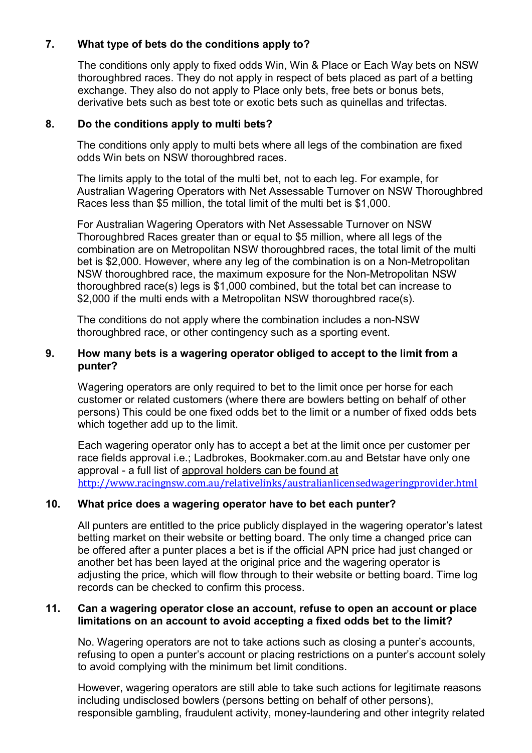## 7. What type of bets do the conditions apply to?

The conditions only apply to fixed odds Win, Win & Place or Each Way bets on NSW thoroughbred races. They do not apply in respect of bets placed as part of a betting exchange. They also do not apply to Place only bets, free bets or bonus bets, derivative bets such as best tote or exotic bets such as quinellas and trifectas.

## 8. Do the conditions apply to multi bets?

The conditions only apply to multi bets where all legs of the combination are fixed odds Win bets on NSW thoroughbred races.

The limits apply to the total of the multi bet, not to each leg. For example, for Australian Wagering Operators with Net Assessable Turnover on NSW Thoroughbred Races less than $5 million, the total limit of the multi bet is $1,000.

For Australian Wagering Operators with Net Assessable Turnover on NSW Thoroughbred Races greater than or equal to $5 million, where all legs of the combination are on Metropolitan NSW thoroughbred races, the total limit of the multi bet is $2,000. However, where any leg of the combination is on a Non-Metropolitan NSW thoroughbred race, the maximum exposure for the Non-Metropolitan NSW thoroughbred race(s) legs is $1,000 combined, but the total bet can increase to $2,000 if the multi ends with a Metropolitan NSW thoroughbred race(s).

The conditions do not apply where the combination includes a non-NSW thoroughbred race, or other contingency such as a sporting event.

## 9. How many bets is a wagering operator obliged to accept to the limit from a punter?

Wagering operators are only required to bet to the limit once per horse for each customer or related customers (where there are bowlers betting on behalf of other persons) This could be one fixed odds bet to the limit or a number of fixed odds bets which together add up to the limit.

Each wagering operator only has to accept a bet at the limit once per customer per race fields approval i.e.; Ladbrokes, Bookmaker.com.au and Betstar have only one approval - a full list of approval holders can be found at http://www.racingnsw.com.au/relativelinks/australianlicensedwageringprovider.html

## 10. What price does a wagering operator have to bet each punter?

All punters are entitled to the price publicly displayed in the wagering operator's latest betting market on their website or betting board. The only time a changed price can be offered after a punter places a bet is if the official APN price had just changed or another bet has been layed at the original price and the wagering operator is adjusting the price, which will flow through to their website or betting board. Time log records can be checked to confirm this process.

## 11. Can a wagering operator close an account, refuse to open an account or place limitations on an account to avoid accepting a fixed odds bet to the limit?

No. Wagering operators are not to take actions such as closing a punter's accounts, refusing to open a punter's account or placing restrictions on a punter's account solely to avoid complying with the minimum bet limit conditions.

However, wagering operators are still able to take such actions for legitimate reasons including undisclosed bowlers (persons betting on behalf of other persons), responsible gambling, fraudulent activity, money-laundering and other integrity related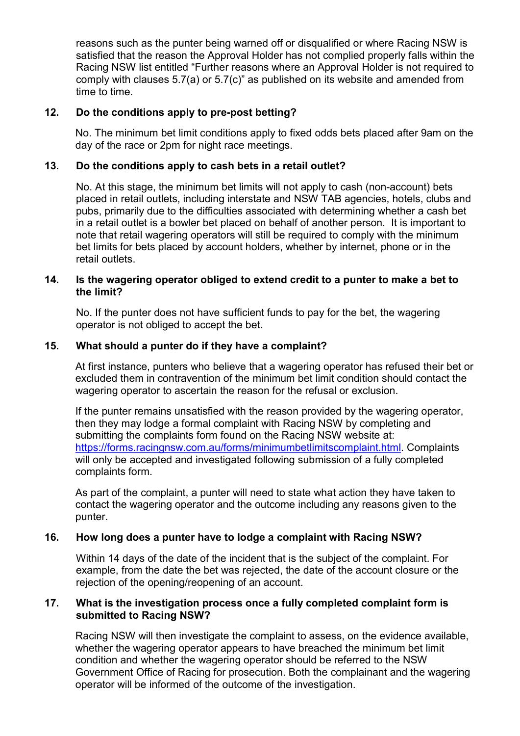reasons such as the punter being warned off or disqualified or where Racing NSW is satisfied that the reason the Approval Holder has not complied properly falls within the Racing NSW list entitled "Further reasons where an Approval Holder is not required to comply with clauses 5.7(a) or 5.7(c)" as published on its website and amended from time to time.

**12. Do the conditions apply to pre-post betting?**

No. The minimum bet limit conditions apply to fixed odds bets placed after 9am on the day of the race or 2pm for night race meetings.

**13. Do the conditions apply to cash bets in a retail outlet?**

No. At this stage, the minimum bet limits will not apply to cash (non-account) bets placed in retail outlets, including interstate and NSW TAB agencies, hotels, clubs and pubs, primarily due to the difficulties associated with determining whether a cash bet in a retail outlet is a bowler bet placed on behalf of another person. It is important to note that retail wagering operators will still be required to comply with the minimum bet limits for bets placed by account holders, whether by internet, phone or in the retail outlets.

**14. Is the wagering operator obliged to extend credit to a punter to make a bet to the limit?**

No. If the punter does not have sufficient funds to pay for the bet, the wagering operator is not obliged to accept the bet.

**15. What should a punter do if they have a complaint?**

At first instance, punters who believe that a wagering operator has refused their bet or excluded them in contravention of the minimum bet limit condition should contact the wagering operator to ascertain the reason for the refusal or exclusion.

If the punter remains unsatisfied with the reason provided by the wagering operator, then they may lodge a formal complaint with Racing NSW by completing and submitting the complaints form found on the Racing NSW website at: https://forms.racingnsw.com.au/forms/minimumbetlimitscomplaint.html. Complaints will only be accepted and investigated following submission of a fully completed complaints form.

As part of the complaint, a punter will need to state what action they have taken to contact the wagering operator and the outcome including any reasons given to the punter.

**16. How long does a punter have to lodge a complaint with Racing NSW?**

Within 14 days of the date of the incident that is the subject of the complaint. For example, from the date the bet was rejected, the date of the account closure or the rejection of the opening/reopening of an account.

**17. What is the investigation process once a fully completed complaint form is submitted to Racing NSW?**

Racing NSW will then investigate the complaint to assess, on the evidence available, whether the wagering operator appears to have breached the minimum bet limit condition and whether the wagering operator should be referred to the NSW Government Office of Racing for prosecution. Both the complainant and the wagering operator will be informed of the outcome of the investigation.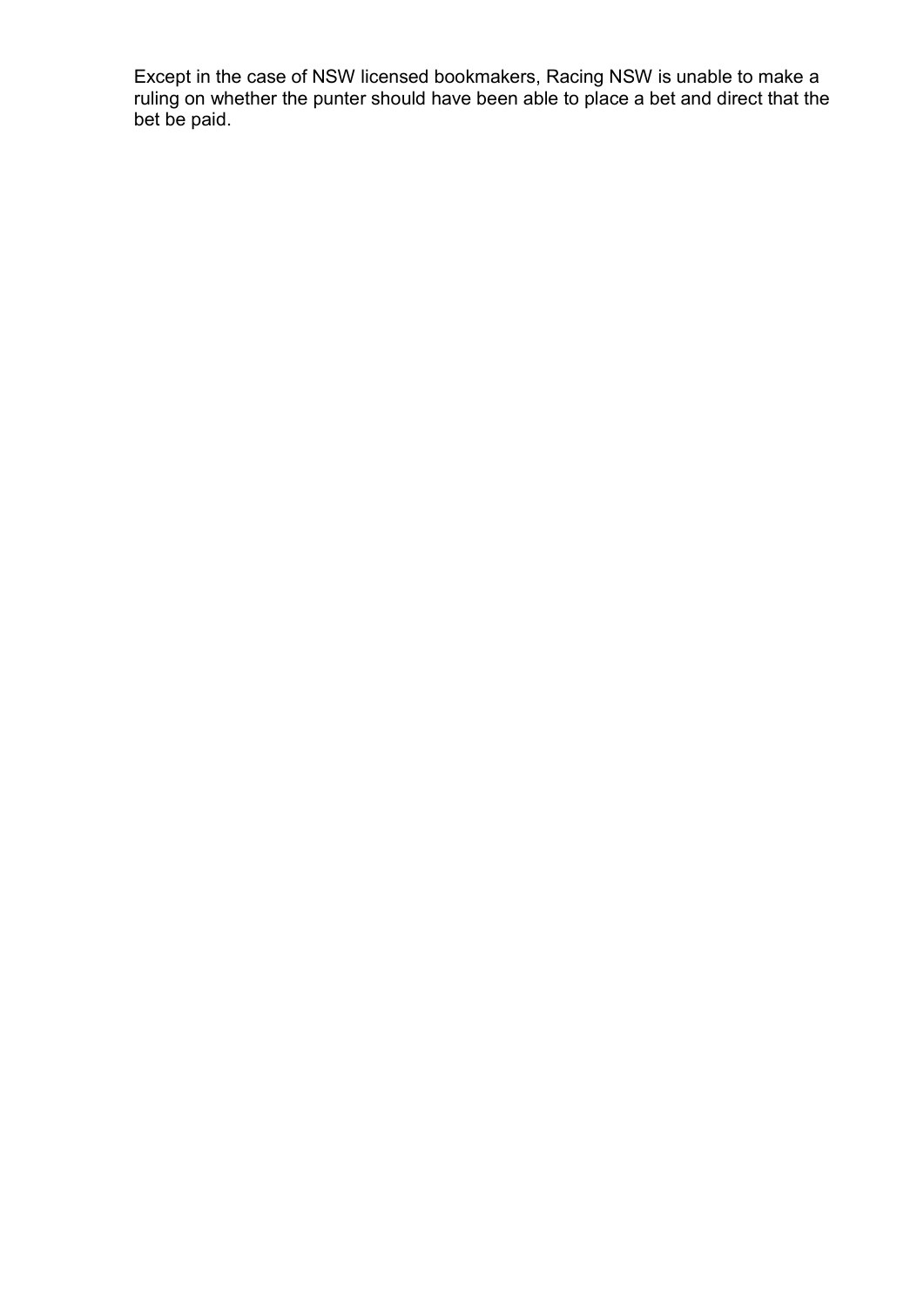Except in the case of NSW licensed bookmakers, Racing NSW is unable to make a ruling on whether the punter should have been able to place a bet and direct that the bet be paid.